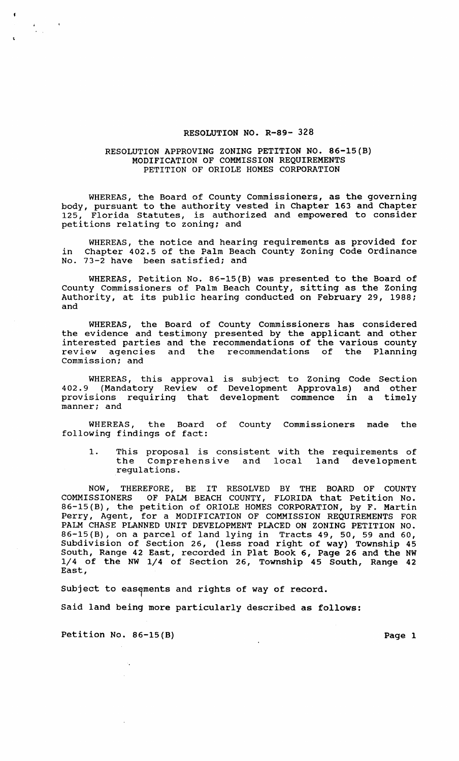# RESOLUTION NO. R-89- 328

## RESOLUTION APPROVING ZONING PETITION NO. 86-15(B) MODIFICATION OF COMMISSION REQUIREMENTS PETITION OF ORIOLE HOMES CORPORATION

WHEREAS, the Board of County Commissioners, as the governing body, pursuant to the authority vested in Chapter 163 and Chapter 125, Florida Statutes, is authorized and empowered to consider petitions relating to zoning; and

WHEREAS, the notice and hearing requirements as provided for in Chapter 402.5 of the Palm Beach County Zoning Code Ordinance No. 73-2 have been satisfied; and

WHEREAS, Petition No. 86-15(B) was presented to the Board of County Commissioners of Palm Beach County, sitting as the Zoning Authority, at its public hearing conducted on February 29, 1988; and

WHEREAS, the Board of County Commissioners has considered the evidence and testimony presented by the applicant and other interested parties and the recommendations of the various county review agencies and the recommendations of the Planning Commission; and

WHEREAS, this approval is subject to Zoning Code Section 402.9 (Mandatory Review of Development Approvals) and other provisions requiring that development commence in a timely manner; and

WHEREAS, the Board of County Commissioners made the following findings of fact:

1. This proposal is consistent with the requirements of the Comprehensive and local land development regulations.

NOW, THEREFORE, BE IT RESOLVED BY THE BOARD OF COUNTY COMMISSIONERS OF PALM BEACH COUNTY, FLORIDA that Petition No. 86-15(B), the petition of ORIOLE HOMES CORPORATION, by F. Martin Perry, Agent, for a MODIFICATION OF COMMISSION REQUIREMENTS FOR PALM CHASE PLANNED UNIT DEVELOPMENT PLACED ON ZONING PETITION NO. 86-15(B), on a parcel of land lying in Tracts 49, 50, 59 and 60, Subdivision of Section 26, (less road right of way) Township 45 South, Range 42 East, recorded in Plat Book 6, Page 26 and the NW 1/4 of the NW 1/4 of Section 26, Township 45 South, Range 42 East,

Subject to easements and rights of way of record.

Said land being more particularly described as follows: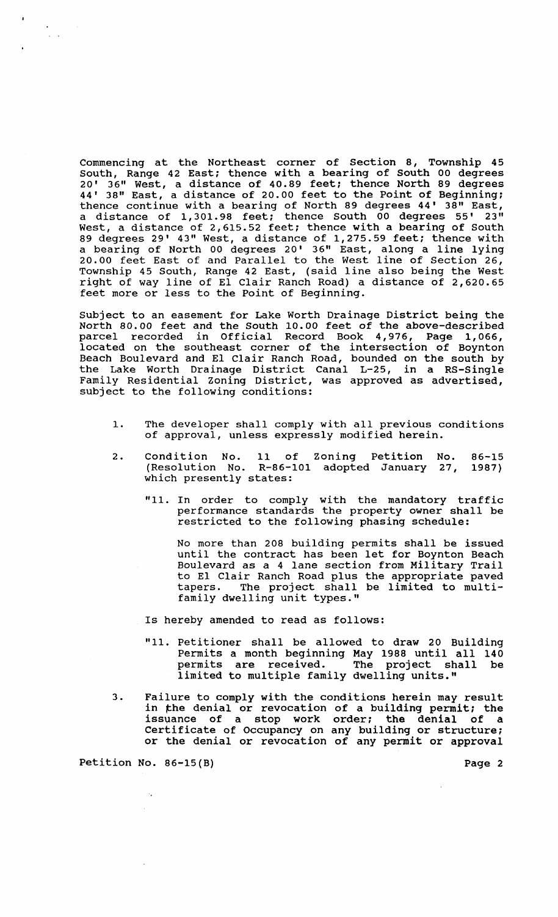Commencing at the Northeast corner of Section 8, Township 45 South, Range 42 East; thence with a bearing of South 00 degrees 20' 36" West, a distance of 40.89 feet; thence North 89 degrees 44' 38" East, a distance of 20.00 feet to the Point of Beginning; thence continue with a bearing of North 89 degrees 44' 38" East, a distance of 1,301.98 feet; thence South 00 degrees 55' 23" West, a distance of 2,615.52 feet; thence with a bearing of South 89 degrees 29' 43" West, a distance of 1,275.59 feet; thence with a bearing of North 00 degrees 20' 36" East, along a line lying 20.00 feet East of and Parallel to the West line of Section 26, Township 45 South, Range 42 East, (said line also being the West right of way line of El Clair Ranch Road) a distance of 2,620.65 feet more or less to the Point of Beginning.

Subject to an easement for Lake Worth Drainage District being the North 80.00 feet and the South 10.00 feet of the above-described parcel recorded in Official Record Book 4,976, Page 1,066, located on the southeast corner of the intersection of Boynton Beach Boulevard and El Clair Ranch Road, bounded on the south by the Lake Worth Drainage District Canal L-25, in a RS-Single Family Residential Zoning District, was approved as advertised, subject to the following conditions:

1. The developer shall comply with all previous conditions of approval, unless expressly modified herein.

2. Condition No. 11 of Zoning Petition No. 86-15 (Resolution No. R-86-101 adopted January 27, 1987) which presently states:

   "11. In order to comply with the mandatory traffic performance standards the property owner shall be restricted to the following phasing schedule:

   No more than 208 building permits shall be issued until the contract has been let for Boynton Beach Boulevard as a 4 lane section from Military Trail to El Clair Ranch Road plus the appropriate paved tapers. The project shall be limited to multi-family dwelling unit types."

   Is hereby amended to read as follows:

   "11. Petitioner shall be allowed to draw 20 Building Permits a month beginning May 1988 until all 140 permits are received. The project shall be limited to multiple family dwelling units."

3. Failure to comply with the conditions herein may result in the denial or revocation of a building permit; the issuance of a stop work order; the denial of a Certificate of Occupancy on any building or structure; or the denial or revocation of any permit or approval

Petition No. 86-15(B)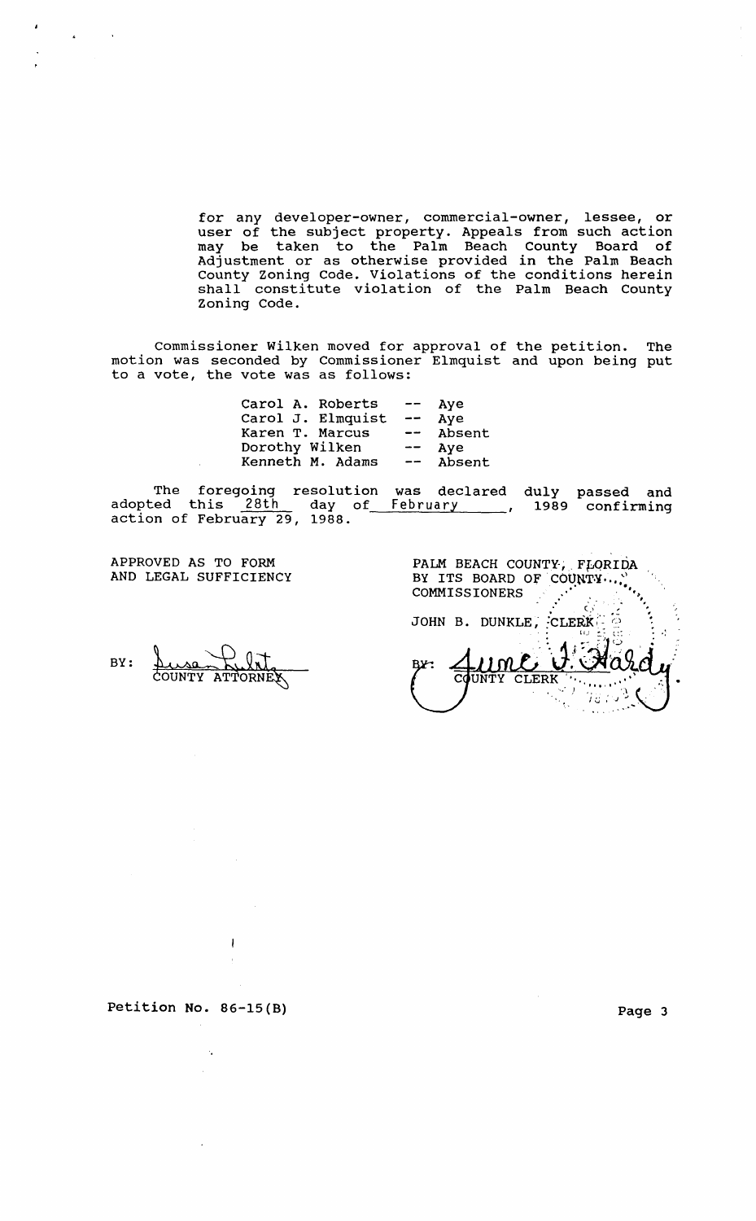for any developer-owner, commercial-owner, lessee, or user of the subject property. Appeals from such action may be taken to the Palm Beach County Board of Adjustment or as otherwise provided in the Palm Beach County Zoning Code. Violations of the conditions herein shall constitute violation of the Palm Beach County Zoning Code.

Commissioner Wilken moved for approval of the petition. The motion was seconded by Commissioner Elmquist and upon being put to a vote, the vote was as follows:

| | | |
|---|---|---|
| Carol A. Roberts | -- | Aye |
| Carol J. Elmquist | -- | Aye |
| Karen T. Marcus | -- | Absent |
| Dorothy Wilken | -- | Aye |
| Kenneth M. Adams | -- | Absent |

The foregoing resolution was declared duly passed and adopted this 28th day of February, 1989 confirming action of February 29, 1988.

APPROVED AS TO FORM AND LEGAL SUFFICIENCY

BY: COUNTY ATTORNEY

PALM BEACH COUNTY, FLORIDA BY ITS BOARD OF COUNTY COMMISSIONERS

JOHN B. DUNKLE, CLERK

BY: COUNTY CLERK

Petition No. 86-15(B)